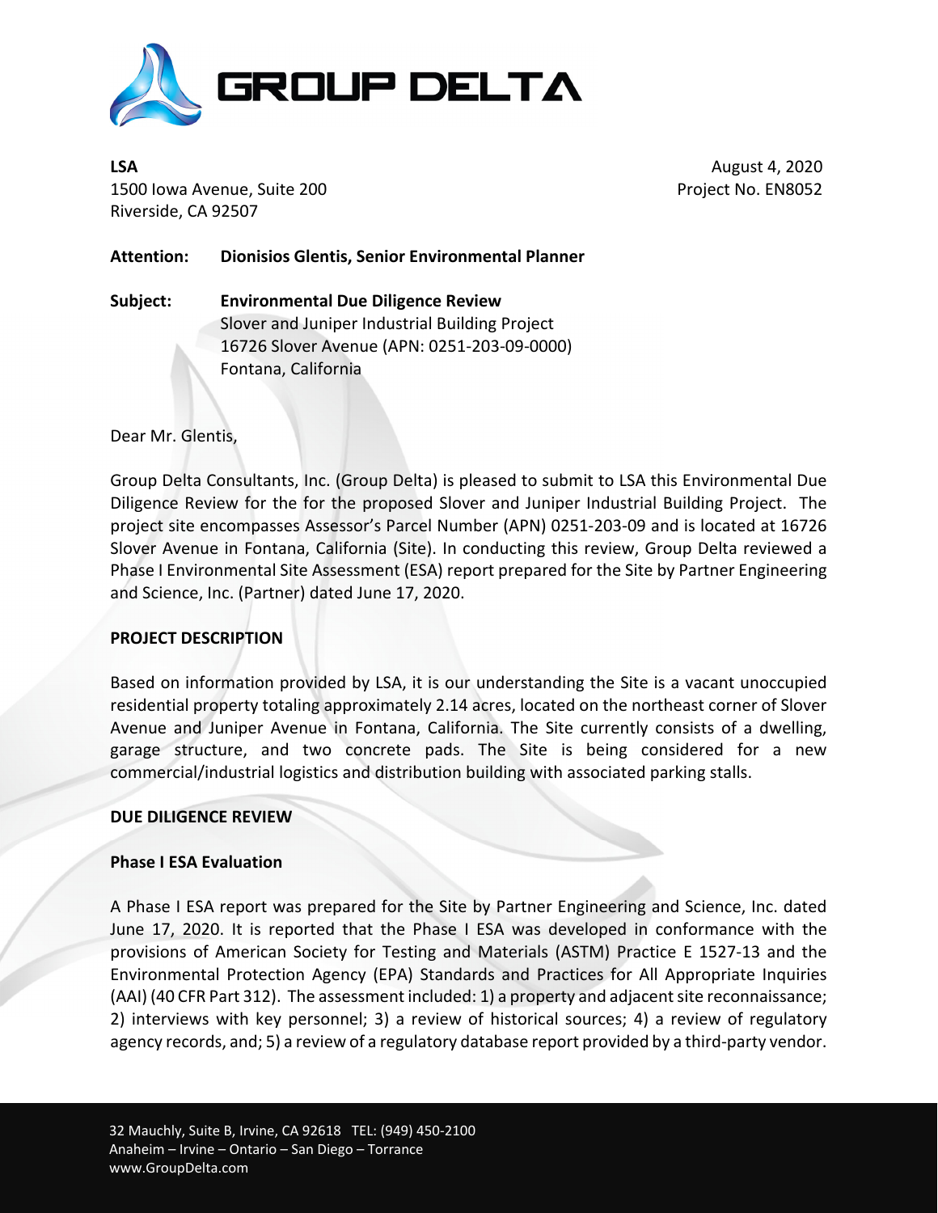# GROUP DELTA

**LSA**
1500 Iowa Avenue, Suite 200
Riverside, CA 92507

August 4, 2020
Project No. EN8052

**Attention:** **Dionisios Glentis, Senior Environmental Planner**

**Subject:** **Environmental Due Diligence Review**
Slover and Juniper Industrial Building Project
16726 Slover Avenue (APN: 0251-203-09-0000)
Fontana, California

Dear Mr. Glentis,

Group Delta Consultants, Inc. (Group Delta) is pleased to submit to LSA this Environmental Due Diligence Review for the for the proposed Slover and Juniper Industrial Building Project. The project site encompasses Assessor's Parcel Number (APN) 0251-203-09 and is located at 16726 Slover Avenue in Fontana, California (Site). In conducting this review, Group Delta reviewed a Phase I Environmental Site Assessment (ESA) report prepared for the Site by Partner Engineering and Science, Inc. (Partner) dated June 17, 2020.

**PROJECT DESCRIPTION**

Based on information provided by LSA, it is our understanding the Site is a vacant unoccupied residential property totaling approximately 2.14 acres, located on the northeast corner of Slover Avenue and Juniper Avenue in Fontana, California. The Site currently consists of a dwelling, garage structure, and two concrete pads. The Site is being considered for a new commercial/industrial logistics and distribution building with associated parking stalls.

**DUE DILIGENCE REVIEW**

**Phase I ESA Evaluation**

A Phase I ESA report was prepared for the Site by Partner Engineering and Science, Inc. dated June 17, 2020. It is reported that the Phase I ESA was developed in conformance with the provisions of American Society for Testing and Materials (ASTM) Practice E 1527-13 and the Environmental Protection Agency (EPA) Standards and Practices for All Appropriate Inquiries (AAI) (40 CFR Part 312). The assessment included: 1) a property and adjacent site reconnaissance; 2) interviews with key personnel; 3) a review of historical sources; 4) a review of regulatory agency records, and; 5) a review of a regulatory database report provided by a third-party vendor.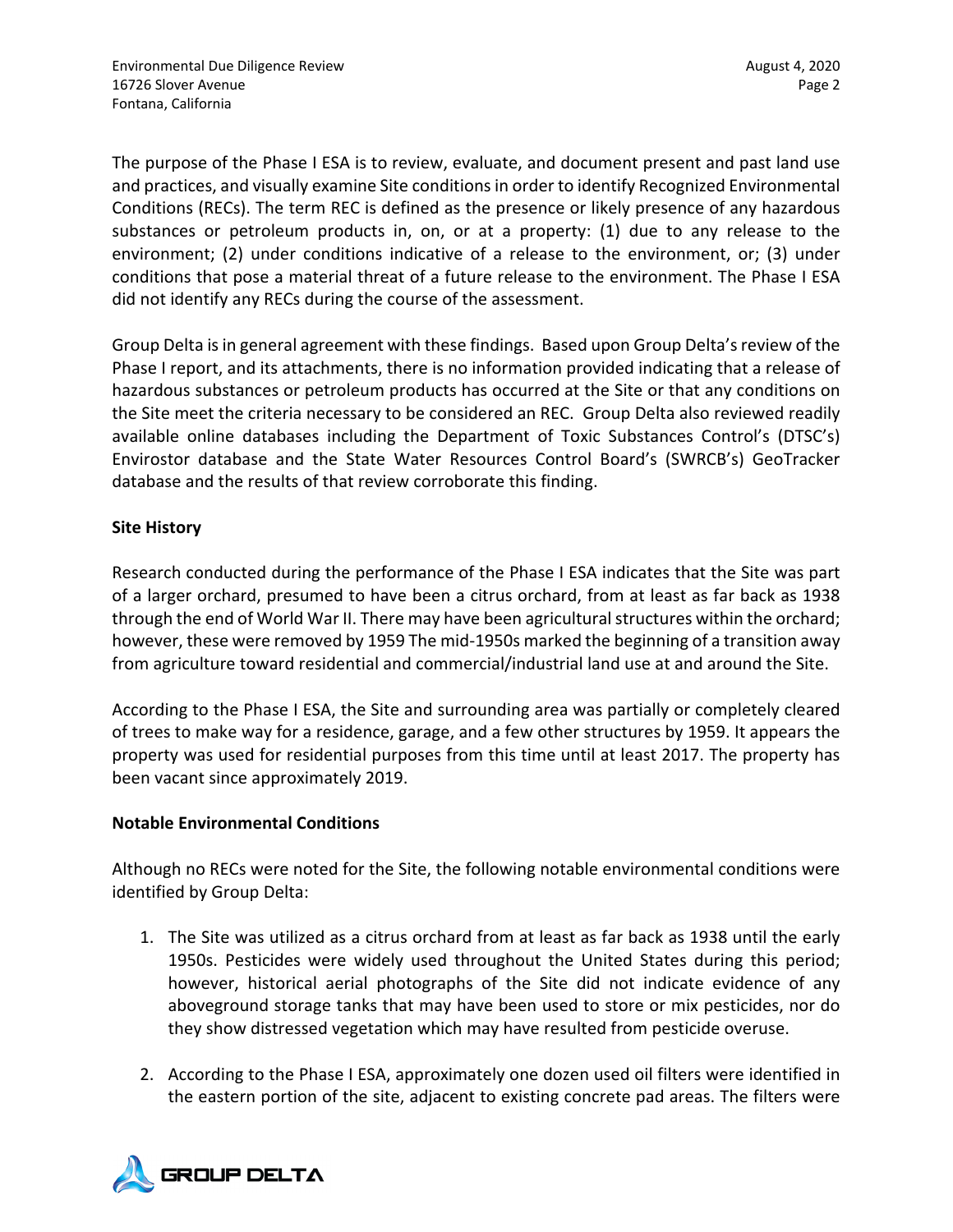The purpose of the Phase I ESA is to review, evaluate, and document present and past land use and practices, and visually examine Site conditions in order to identify Recognized Environmental Conditions (RECs). The term REC is defined as the presence or likely presence of any hazardous substances or petroleum products in, on, or at a property: (1) due to any release to the environment; (2) under conditions indicative of a release to the environment, or; (3) under conditions that pose a material threat of a future release to the environment. The Phase I ESA did not identify any RECs during the course of the assessment.

Group Delta is in general agreement with these findings. Based upon Group Delta's review of the Phase I report, and its attachments, there is no information provided indicating that a release of hazardous substances or petroleum products has occurred at the Site or that any conditions on the Site meet the criteria necessary to be considered an REC. Group Delta also reviewed readily available online databases including the Department of Toxic Substances Control's (DTSC's) Envirostor database and the State Water Resources Control Board's (SWRCB's) GeoTracker database and the results of that review corroborate this finding.

**Site History**

Research conducted during the performance of the Phase I ESA indicates that the Site was part of a larger orchard, presumed to have been a citrus orchard, from at least as far back as 1938 through the end of World War II. There may have been agricultural structures within the orchard; however, these were removed by 1959 The mid-1950s marked the beginning of a transition away from agriculture toward residential and commercial/industrial land use at and around the Site.

According to the Phase I ESA, the Site and surrounding area was partially or completely cleared of trees to make way for a residence, garage, and a few other structures by 1959. It appears the property was used for residential purposes from this time until at least 2017. The property has been vacant since approximately 2019.

**Notable Environmental Conditions**

Although no RECs were noted for the Site, the following notable environmental conditions were identified by Group Delta:

1. The Site was utilized as a citrus orchard from at least as far back as 1938 until the early 1950s. Pesticides were widely used throughout the United States during this period; however, historical aerial photographs of the Site did not indicate evidence of any aboveground storage tanks that may have been used to store or mix pesticides, nor do they show distressed vegetation which may have resulted from pesticide overuse.

2. According to the Phase I ESA, approximately one dozen used oil filters were identified in the eastern portion of the site, adjacent to existing concrete pad areas. The filters were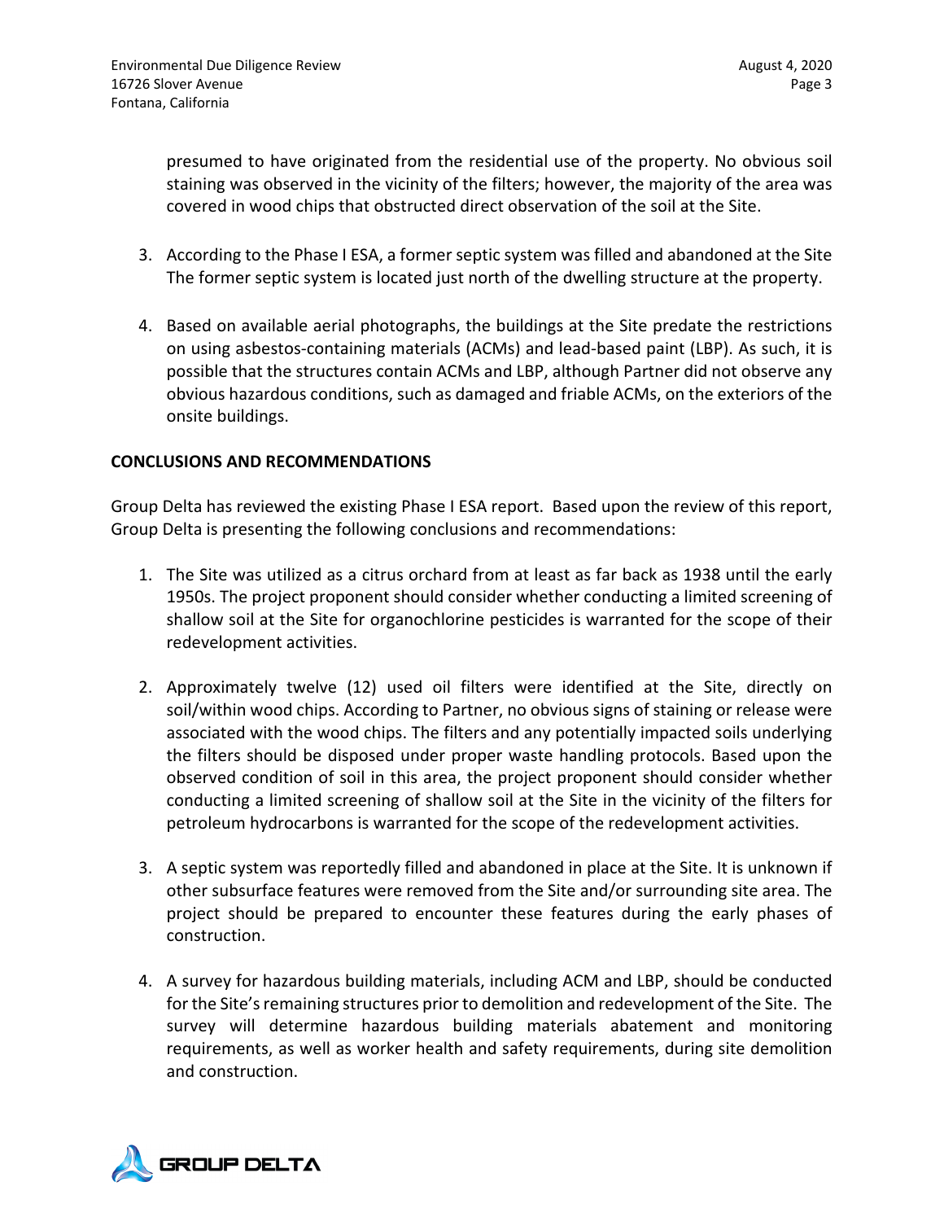presumed to have originated from the residential use of the property. No obvious soil staining was observed in the vicinity of the filters; however, the majority of the area was covered in wood chips that obstructed direct observation of the soil at the Site.

3. According to the Phase I ESA, a former septic system was filled and abandoned at the Site The former septic system is located just north of the dwelling structure at the property.

4. Based on available aerial photographs, the buildings at the Site predate the restrictions on using asbestos-containing materials (ACMs) and lead-based paint (LBP). As such, it is possible that the structures contain ACMs and LBP, although Partner did not observe any obvious hazardous conditions, such as damaged and friable ACMs, on the exteriors of the onsite buildings.

**CONCLUSIONS AND RECOMMENDATIONS**

Group Delta has reviewed the existing Phase I ESA report. Based upon the review of this report, Group Delta is presenting the following conclusions and recommendations:

1. The Site was utilized as a citrus orchard from at least as far back as 1938 until the early 1950s. The project proponent should consider whether conducting a limited screening of shallow soil at the Site for organochlorine pesticides is warranted for the scope of their redevelopment activities.

2. Approximately twelve (12) used oil filters were identified at the Site, directly on soil/within wood chips. According to Partner, no obvious signs of staining or release were associated with the wood chips. The filters and any potentially impacted soils underlying the filters should be disposed under proper waste handling protocols. Based upon the observed condition of soil in this area, the project proponent should consider whether conducting a limited screening of shallow soil at the Site in the vicinity of the filters for petroleum hydrocarbons is warranted for the scope of the redevelopment activities.

3. A septic system was reportedly filled and abandoned in place at the Site. It is unknown if other subsurface features were removed from the Site and/or surrounding site area. The project should be prepared to encounter these features during the early phases of construction.

4. A survey for hazardous building materials, including ACM and LBP, should be conducted for the Site's remaining structures prior to demolition and redevelopment of the Site. The survey will determine hazardous building materials abatement and monitoring requirements, as well as worker health and safety requirements, during site demolition and construction.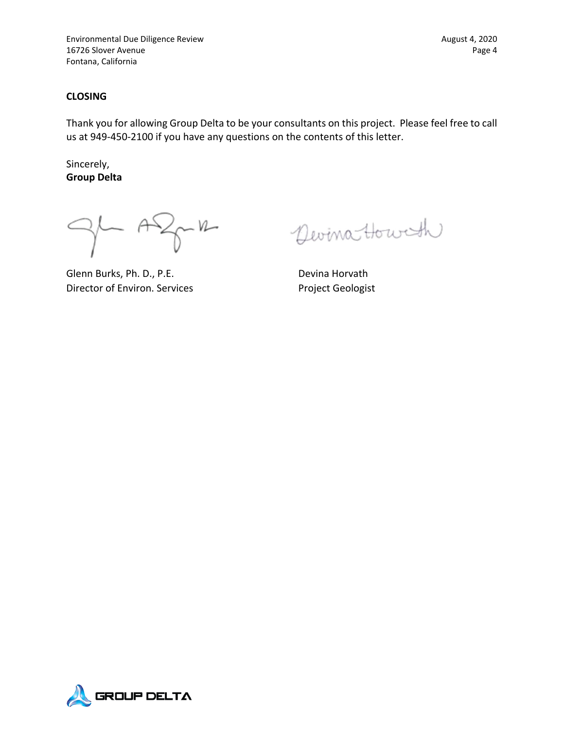## CLOSING

Thank you for allowing Group Delta to be your consultants on this project. Please feel free to call us at 949-450-2100 if you have any questions on the contents of this letter.

Sincerely,
**Group Delta**

Glenn Burks, Ph. D., P.E.
Director of Environ. Services

Devina Horvath
Project Geologist